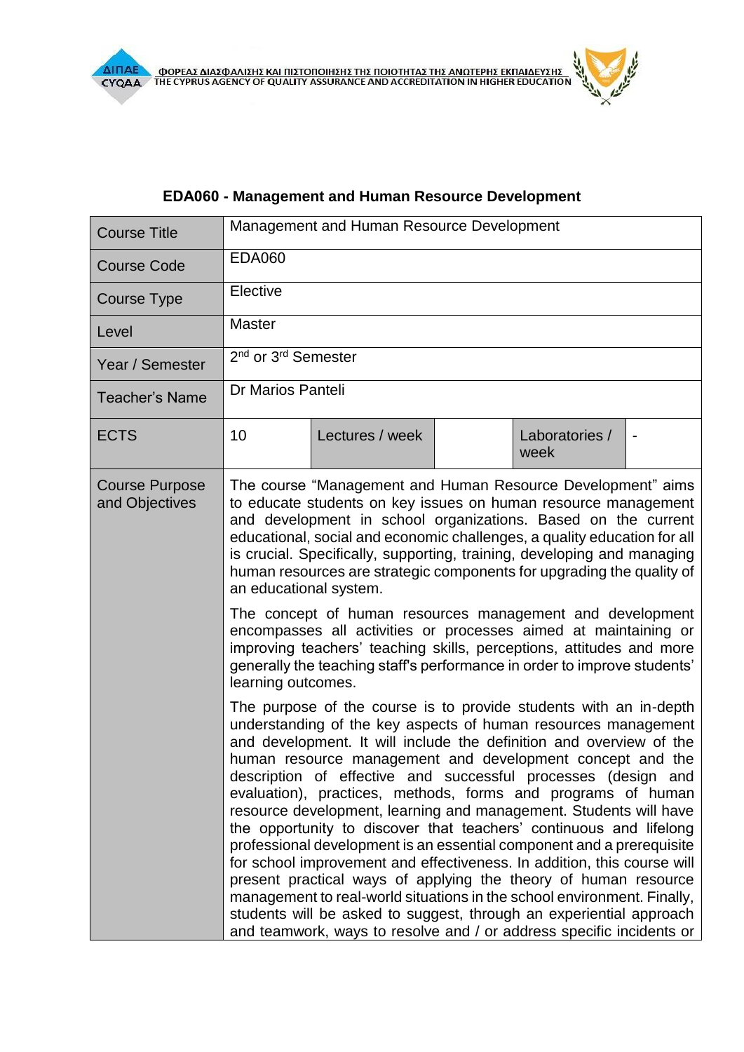**EDA060 - Management and Human Resource Development**

| Course Title | Management and Human Resource Development | | | |
|---|---|---|---|---|
| Course Code | EDA060 | | | |
| Course Type | Elective | | | |
| Level | Master | | | |
| Year / Semester | 2nd or 3rd Semester | | | |
| Teacher's Name | Dr Marios Panteli | | | |
| ECTS | 10 | Lectures / week | | Laboratories / week | - |
| Course Purpose and Objectives | The course "Management and Human Resource Development" aims to educate students on key issues on human resource management and development in school organizations. Based on the current educational, social and economic challenges, a quality education for all is crucial. Specifically, supporting, training, developing and managing human resources are strategic components for upgrading the quality of an educational system.<br><br>The concept of human resources management and development encompasses all activities or processes aimed at maintaining or improving teachers' teaching skills, perceptions, attitudes and more generally the teaching staff's performance in order to improve students' learning outcomes.<br><br>The purpose of the course is to provide students with an in-depth understanding of the key aspects of human resources management and development. It will include the definition and overview of the human resource management and development concept and the description of effective and successful processes (design and evaluation), practices, methods, forms and programs of human resource development, learning and management. Students will have the opportunity to discover that teachers' continuous and lifelong professional development is an essential component and a prerequisite for school improvement and effectiveness. In addition, this course will present practical ways of applying the theory of human resource management to real-world situations in the school environment. Finally, students will be asked to suggest, through an experiential approach and teamwork, ways to resolve and / or address specific incidents or | | | |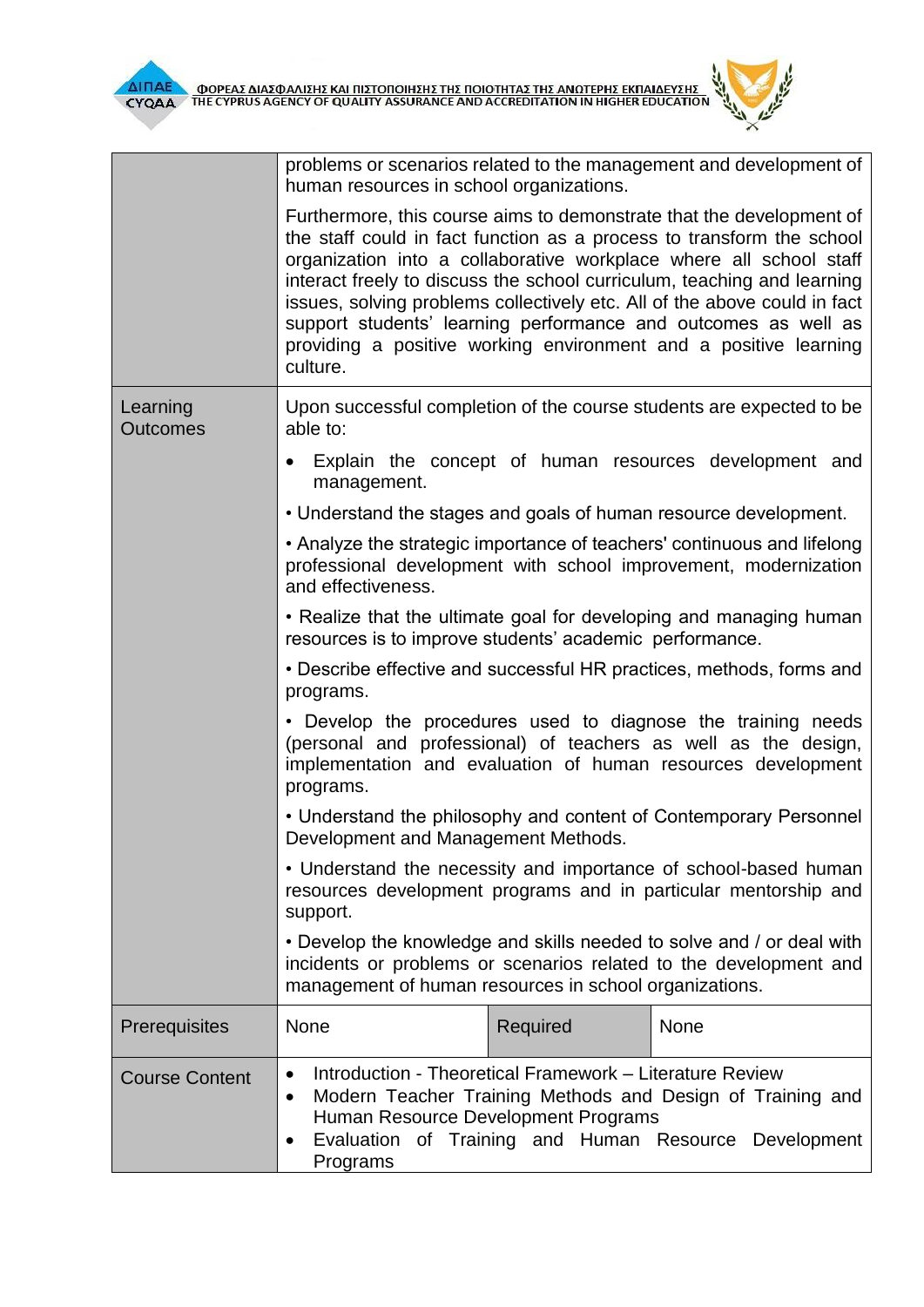| | | | |
|---|---|---|---|
| | problems or scenarios related to the management and development of human resources in school organizations.<br><br>Furthermore, this course aims to demonstrate that the development of the staff could in fact function as a process to transform the school organization into a collaborative workplace where all school staff interact freely to discuss the school curriculum, teaching and learning issues, solving problems collectively etc. All of the above could in fact support students' learning performance and outcomes as well as providing a positive working environment and a positive learning culture. | | |
| Learning Outcomes | Upon successful completion of the course students are expected to be able to:<br><br>• Explain the concept of human resources development and management.<br><br>• Understand the stages and goals of human resource development.<br><br>• Analyze the strategic importance of teachers' continuous and lifelong professional development with school improvement, modernization and effectiveness.<br><br>• Realize that the ultimate goal for developing and managing human resources is to improve students' academic performance.<br><br>• Describe effective and successful HR practices, methods, forms and programs.<br><br>• Develop the procedures used to diagnose the training needs (personal and professional) of teachers as well as the design, implementation and evaluation of human resources development programs.<br><br>• Understand the philosophy and content of Contemporary Personnel Development and Management Methods.<br><br>• Understand the necessity and importance of school-based human resources development programs and in particular mentorship and support.<br><br>• Develop the knowledge and skills needed to solve and / or deal with incidents or problems or scenarios related to the development and management of human resources in school organizations. | | |
| Prerequisites | None | Required | None |
| Course Content | • Introduction - Theoretical Framework – Literature Review<br>• Modern Teacher Training Methods and Design of Training and Human Resource Development Programs<br>• Evaluation of Training and Human Resource Development Programs | | |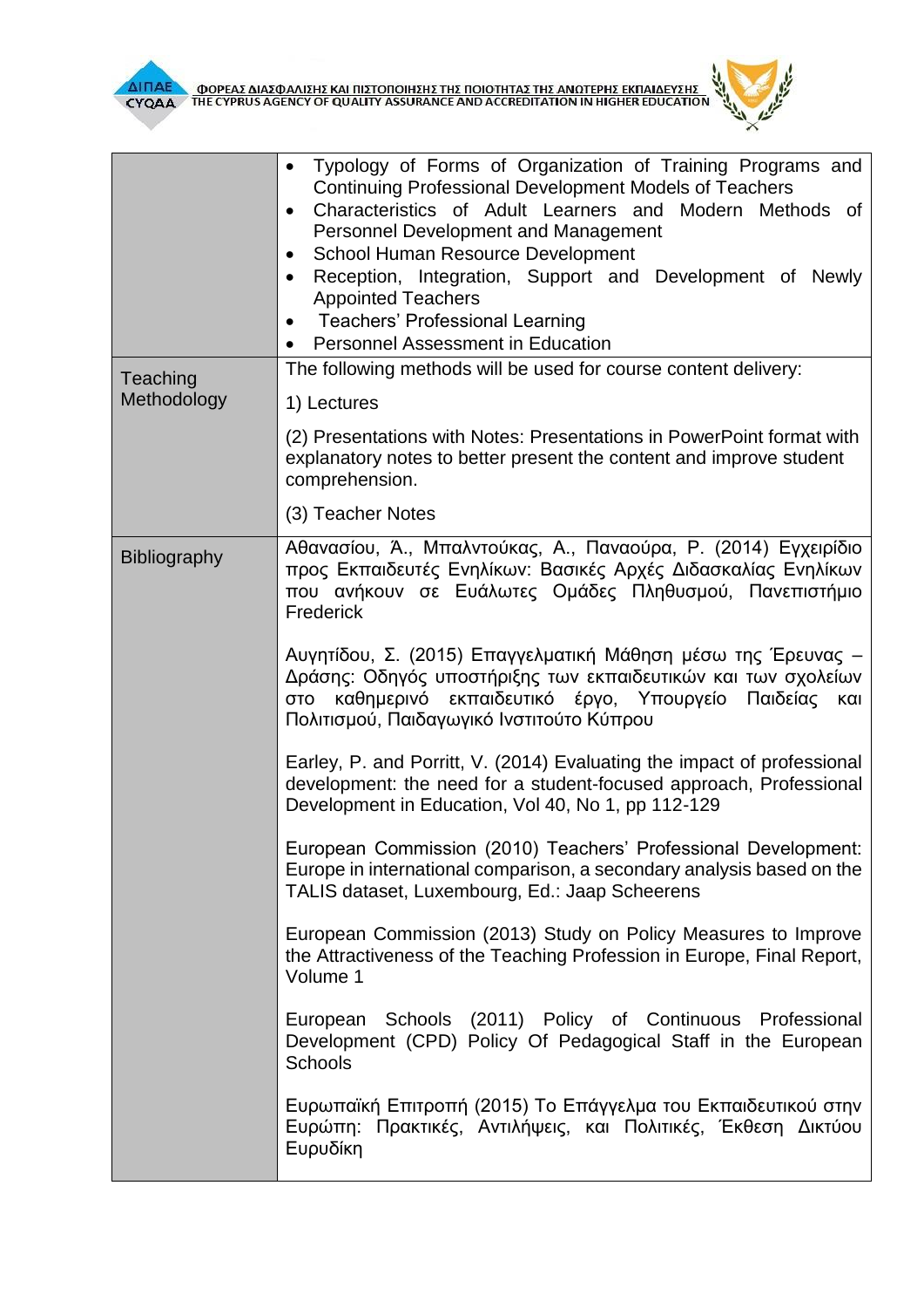| | |
|---|---|
| | • Typology of Forms of Organization of Training Programs and Continuing Professional Development Models of Teachers<br>• Characteristics of Adult Learners and Modern Methods of Personnel Development and Management<br>• School Human Resource Development<br>• Reception, Integration, Support and Development of Newly Appointed Teachers<br>• Teachers' Professional Learning<br>• Personnel Assessment in Education |
| Teaching Methodology | The following methods will be used for course content delivery:<br>1) Lectures<br>(2) Presentations with Notes: Presentations in PowerPoint format with explanatory notes to better present the content and improve student comprehension.<br>(3) Teacher Notes |
| Bibliography | Αθανασίου, Ά., Μπαλντούκας, Α., Παναούρα, Ρ. (2014) Εγχειρίδιο προς Εκπαιδευτές Ενηλίκων: Βασικές Αρχές Διδασκαλίας Ενηλίκων που ανήκουν σε Ευάλωτες Ομάδες Πληθυσμού, Πανεπιστήμιο Frederick<br><br>Αυγητίδου, Σ. (2015) Επαγγελματική Μάθηση μέσω της Έρευνας – Δράσης: Οδηγός υποστήριξης των εκπαιδευτικών και των σχολείων στο καθημερινό εκπαιδευτικό έργο, Υπουργείο Παιδείας και Πολιτισμού, Παιδαγωγικό Ινστιτούτο Κύπρου<br><br>Earley, P. and Porritt, V. (2014) Evaluating the impact of professional development: the need for a student-focused approach, Professional Development in Education, Vol 40, No 1, pp 112-129<br><br>European Commission (2010) Teachers' Professional Development: Europe in international comparison, a secondary analysis based on the TALIS dataset, Luxembourg, Ed.: Jaap Scheerens<br><br>European Commission (2013) Study on Policy Measures to Improve the Attractiveness of the Teaching Profession in Europe, Final Report, Volume 1<br><br>European Schools (2011) Policy of Continuous Professional Development (CPD) Policy Of Pedagogical Staff in the European Schools<br><br>Ευρωπαϊκή Επιτροπή (2015) Το Επάγγελμα του Εκπαιδευτικού στην Ευρώπη: Πρακτικές, Αντιλήψεις, και Πολιτικές, Έκθεση Δικτύου Ευρυδίκη |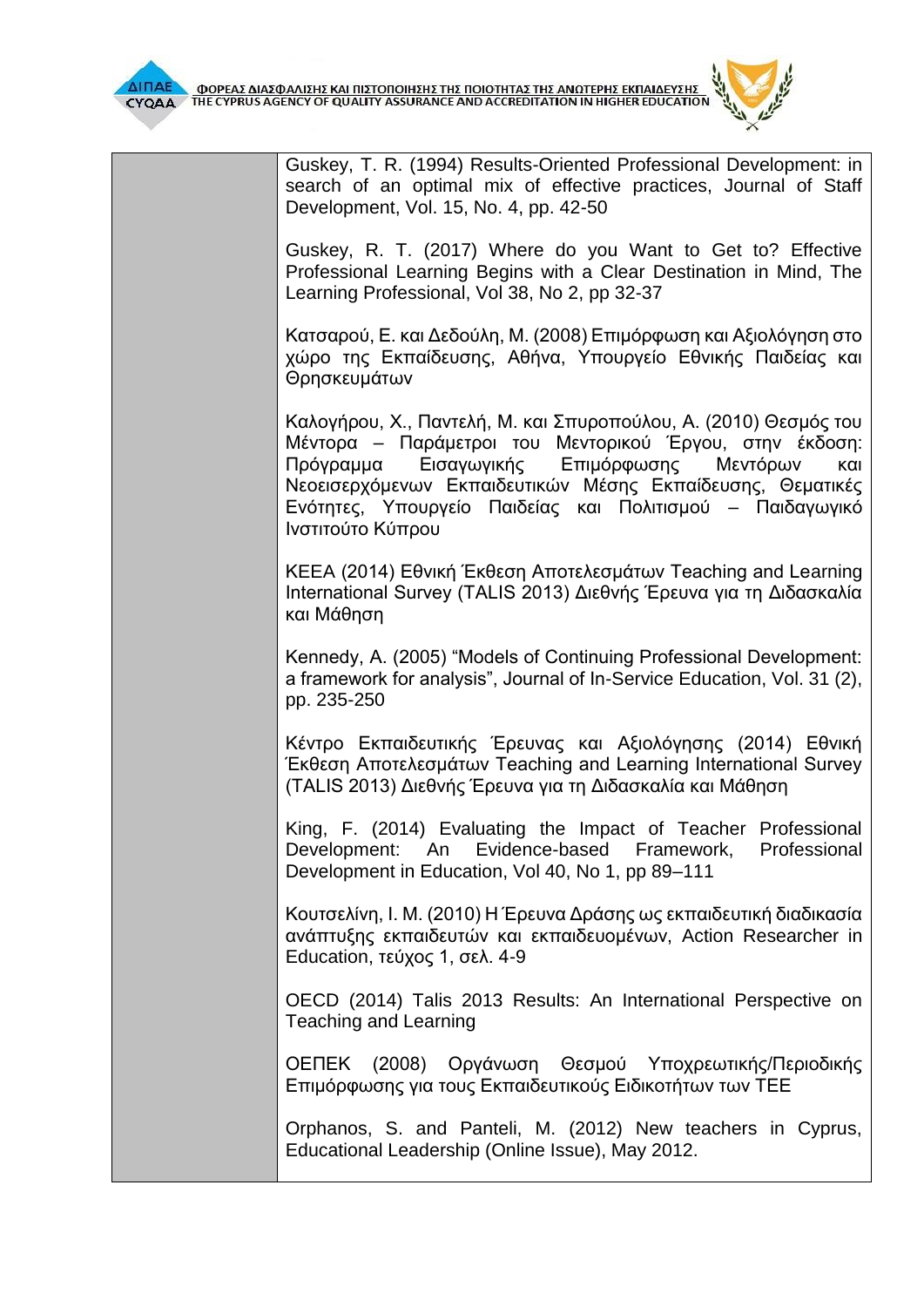| | |
|---|---|
| | Guskey, T. R. (1994) Results-Oriented Professional Development: in search of an optimal mix of effective practices, Journal of Staff Development, Vol. 15, No. 4, pp. 42-50<br><br>Guskey, R. T. (2017) Where do you Want to Get to? Effective Professional Learning Begins with a Clear Destination in Mind, The Learning Professional, Vol 38, No 2, pp 32-37<br><br>Κατσαρού, Ε. και Δεδούλη, Μ. (2008) Επιμόρφωση και Αξιολόγηση στο χώρο της Εκπαίδευσης, Αθήνα, Υπουργείο Εθνικής Παιδείας και Θρησκευμάτων<br><br>Καλογήρου, Χ., Παντελή, Μ. και Σπυροπούλου, Α. (2010) Θεσμός του Μέντορα – Παράμετροι του Μεντορικού Έργου, στην έκδοση: Πρόγραμμα Εισαγωγικής Επιμόρφωσης Μεντόρων και Νεοεισερχόμενων Εκπαιδευτικών Μέσης Εκπαίδευσης, Θεματικές Ενότητες, Υπουργείο Παιδείας και Πολιτισμού – Παιδαγωγικό Ινστιτούτο Κύπρου<br><br>ΚΕΕΑ (2014) Εθνική Έκθεση Αποτελεσμάτων Teaching and Learning International Survey (TALIS 2013) Διεθνής Έρευνα για τη Διδασκαλία και Μάθηση<br><br>Kennedy, A. (2005) "Models of Continuing Professional Development: a framework for analysis", Journal of In-Service Education, Vol. 31 (2), pp. 235-250<br><br>Κέντρο Εκπαιδευτικής Έρευνας και Αξιολόγησης (2014) Εθνική Έκθεση Αποτελεσμάτων Teaching and Learning International Survey (TALIS 2013) Διεθνής Έρευνα για τη Διδασκαλία και Μάθηση<br><br>King, F. (2014) Evaluating the Impact of Teacher Professional Development: An Evidence-based Framework, Professional Development in Education, Vol 40, No 1, pp 89–111<br><br>Κουτσελίνη, Ι. Μ. (2010) Η Έρευνα Δράσης ως εκπαιδευτική διαδικασία ανάπτυξης εκπαιδευτών και εκπαιδευομένων, Action Researcher in Education, τεύχος 1, σελ. 4-9<br><br>OECD (2014) Talis 2013 Results: An International Perspective on Teaching and Learning<br><br>ΟΕΠΕΚ (2008) Οργάνωση Θεσμού Υποχρεωτικής/Περιοδικής Επιμόρφωσης για τους Εκπαιδευτικούς Ειδικοτήτων των ΤΕΕ<br><br>Orphanos, S. and Panteli, M. (2012) New teachers in Cyprus, Educational Leadership (Online Issue), May 2012. |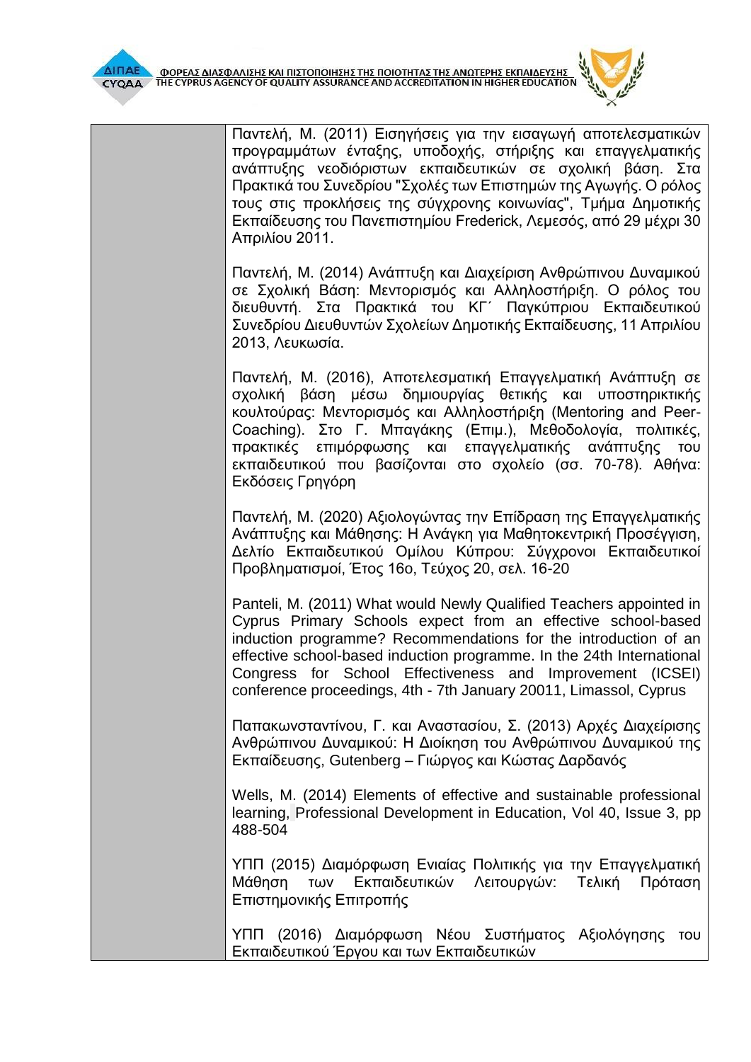| | |
|---|---|
| | Παντελή, Μ. (2011) Εισηγήσεις για την εισαγωγή αποτελεσματικών προγραμμάτων ένταξης, υποδοχής, στήριξης και επαγγελματικής ανάπτυξης νεοδιόριστων εκπαιδευτικών σε σχολική βάση. Στα Πρακτικά του Συνεδρίου "Σχολές των Επιστημών της Αγωγής. Ο ρόλος τους στις προκλήσεις της σύγχρονης κοινωνίας", Τμήμα Δημοτικής Εκπαίδευσης του Πανεπιστημίου Frederick, Λεμεσός, από 29 μέχρι 30 Απριλίου 2011.<br><br>Παντελή, Μ. (2014) Ανάπτυξη και Διαχείριση Ανθρώπινου Δυναμικού σε Σχολική Βάση: Μεντορισμός και Αλληλοστήριξη. Ο ρόλος του διευθυντή. Στα Πρακτικά του ΚΓ΄ Παγκύπριου Εκπαιδευτικού Συνεδρίου Διευθυντών Σχολείων Δημοτικής Εκπαίδευσης, 11 Απριλίου 2013, Λευκωσία.<br><br>Παντελή, Μ. (2016), Αποτελεσματική Επαγγελματική Ανάπτυξη σε σχολική βάση μέσω δημιουργίας θετικής και υποστηρικτικής κουλτούρας: Μεντορισμός και Αλληλοστήριξη (Mentoring and Peer-Coaching). Στο Γ. Μπαγάκης (Επιμ.), Μεθοδολογία, πολιτικές, πρακτικές επιμόρφωσης και επαγγελματικής ανάπτυξης του εκπαιδευτικού που βασίζονται στο σχολείο (σσ. 70-78). Αθήνα: Εκδόσεις Γρηγόρη<br><br>Παντελή, Μ. (2020) Αξιολογώντας την Επίδραση της Επαγγελματικής Ανάπτυξης και Μάθησης: Η Ανάγκη για Μαθητοκεντρική Προσέγγιση, Δελτίο Εκπαιδευτικού Ομίλου Κύπρου: Σύγχρονοι Εκπαιδευτικοί Προβληματισμοί, Έτος 16ο, Τεύχος 20, σελ. 16-20<br><br>Panteli, M. (2011) What would Newly Qualified Teachers appointed in Cyprus Primary Schools expect from an effective school-based induction programme? Recommendations for the introduction of an effective school-based induction programme. In the 24th International Congress for School Effectiveness and Improvement (ICSEI) conference proceedings, 4th - 7th January 20011, Limassol, Cyprus<br><br>Παπακωνσταντίνου, Γ. και Αναστασίου, Σ. (2013) Αρχές Διαχείρισης Ανθρώπινου Δυναμικού: Η Διοίκηση του Ανθρώπινου Δυναμικού της Εκπαίδευσης, Gutenberg – Γιώργος και Κώστας Δαρδανός<br><br>Wells, M. (2014) Elements of effective and sustainable professional learning, Professional Development in Education, Vol 40, Issue 3, pp 488-504<br><br>ΥΠΠ (2015) Διαμόρφωση Ενιαίας Πολιτικής για την Επαγγελματική Μάθηση των Εκπαιδευτικών Λειτουργών: Τελική Πρόταση Επιστημονικής Επιτροπής<br><br>ΥΠΠ (2016) Διαμόρφωση Νέου Συστήματος Αξιολόγησης του Εκπαιδευτικού Έργου και των Εκπαιδευτικών |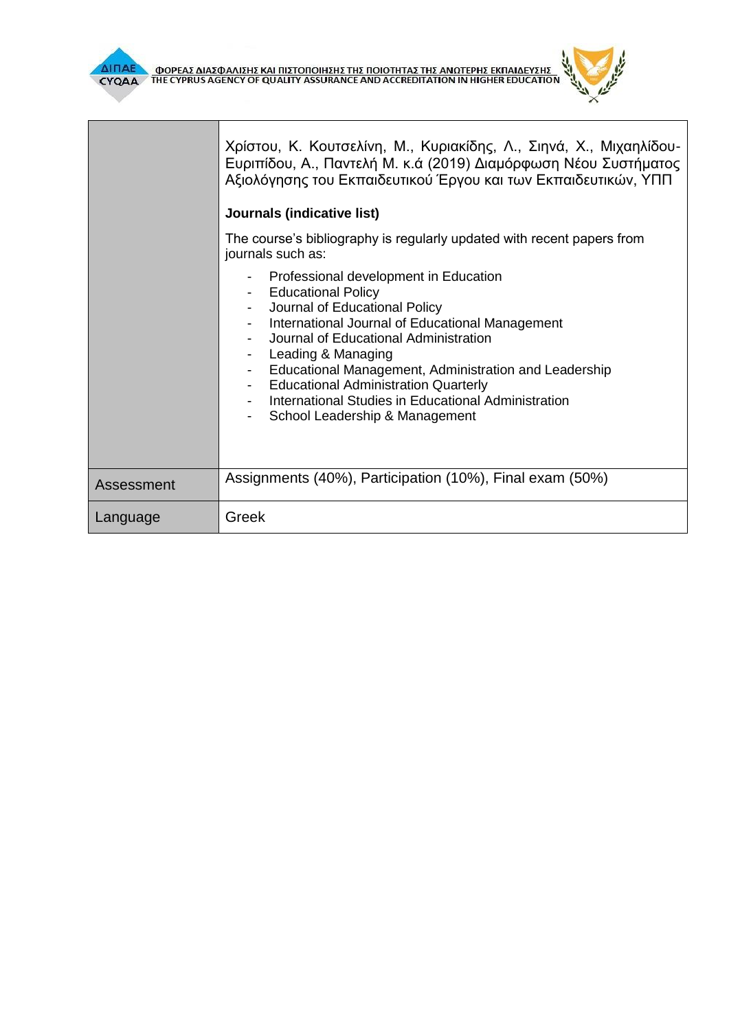| | |
|---|---|
| | Χρίστου, Κ. Κουτσελίνη, Μ., Κυριακίδης, Λ., Σιηνά, Χ., Μιχαηλίδου-Ευριπίδου, Α., Παντελή Μ. κ.ά (2019) Διαμόρφωση Νέου Συστήματος Αξιολόγησης του Εκπαιδευτικού Έργου και των Εκπαιδευτικών, ΥΠΠ<br><br>**Journals (indicative list)**<br><br>The course's bibliography is regularly updated with recent papers from journals such as:<br><br>- Professional development in Education<br>- Educational Policy<br>- Journal of Educational Policy<br>- International Journal of Educational Management<br>- Journal of Educational Administration<br>- Leading & Managing<br>- Educational Management, Administration and Leadership<br>- Educational Administration Quarterly<br>- International Studies in Educational Administration<br>- School Leadership & Management |
| Assessment | Assignments (40%), Participation (10%), Final exam (50%) |
| Language | Greek |